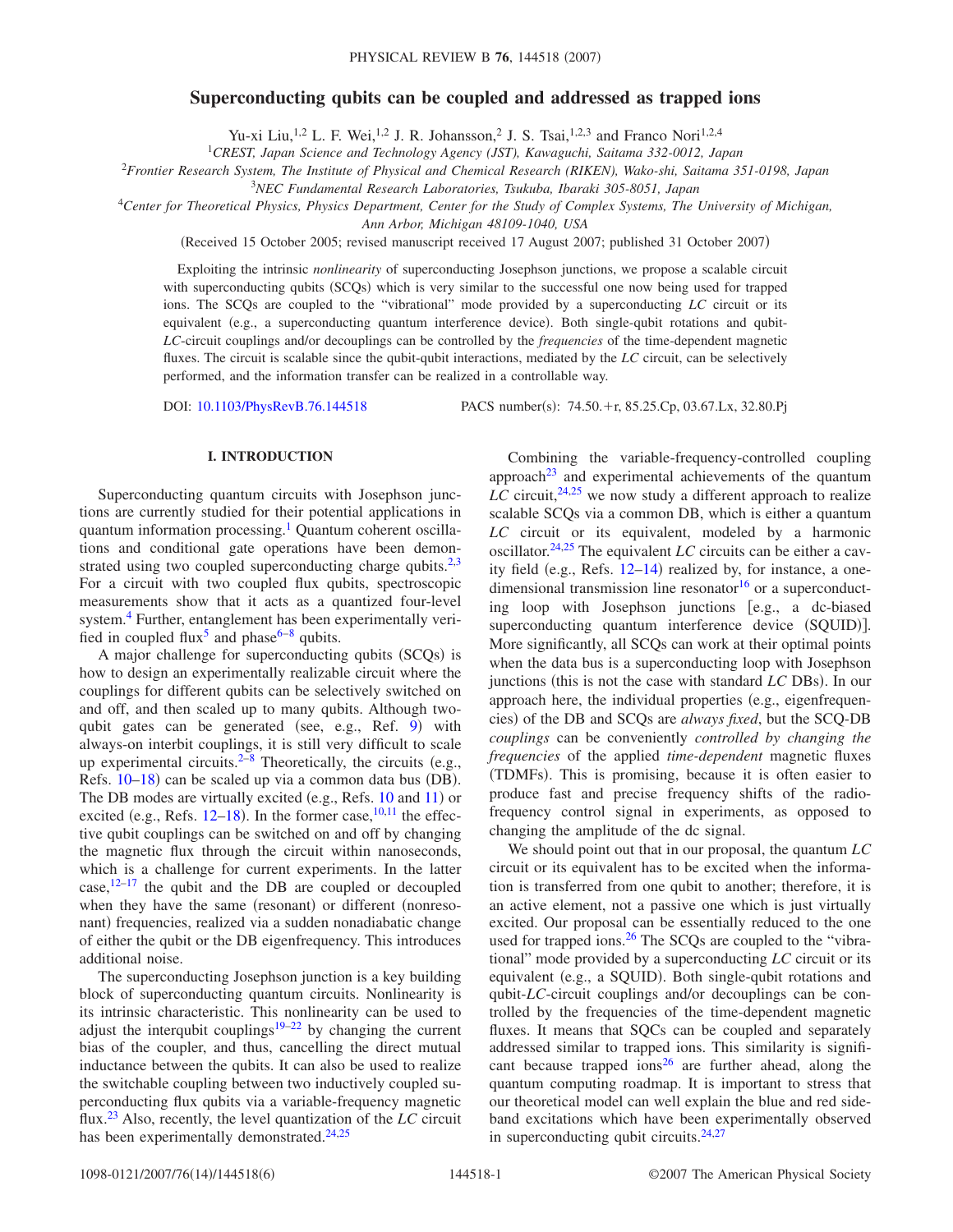# Superconducting qubits can be coupled and addressed as trapped ions

Yu-xi Liu,[1,2] L. F. Wei,[1,2] J. R. Johansson,[2] J. S. Tsai,[1,2,3] and Franco Nori[1,2,4]

[1]*CREST, Japan Science and Technology Agency (JST), Kawaguchi, Saitama 332-0012, Japan*

[2]*Frontier Research System, The Institute of Physical and Chemical Research (RIKEN), Wako-shi, Saitama 351-0198, Japan*

[3]*NEC Fundamental Research Laboratories, Tsukuba, Ibaraki 305-8051, Japan*

[4]*Center for Theoretical Physics, Physics Department, Center for the Study of Complex Systems, The University of Michigan, Ann Arbor, Michigan 48109-1040, USA*

(Received 15 October 2005; revised manuscript received 17 August 2007; published 31 October 2007)

Exploiting the intrinsic *nonlinearity* of superconducting Josephson junctions, we propose a scalable circuit with superconducting qubits (SCQs) which is very similar to the successful one now being used for trapped ions. The SCQs are coupled to the "vibrational" mode provided by a superconducting *LC* circuit or its equivalent (e.g., a superconducting quantum interference device). Both single-qubit rotations and qubit-*LC*-circuit couplings and/or decouplings can be controlled by the *frequencies* of the time-dependent magnetic fluxes. The circuit is scalable since the qubit-qubit interactions, mediated by the *LC* circuit, can be selectively performed, and the information transfer can be realized in a controllable way.

DOI: 10.1103/PhysRevB.76.144518 PACS number(s): 74.50.+r, 85.25.Cp, 03.67.Lx, 32.80.Pj

## I. INTRODUCTION

Superconducting quantum circuits with Josephson junctions are currently studied for their potential applications in quantum information processing.[1] Quantum coherent oscillations and conditional gate operations have been demonstrated using two coupled superconducting charge qubits.[2,3] For a circuit with two coupled flux qubits, spectroscopic measurements show that it acts as a quantized four-level system.[4] Further, entanglement has been experimentally verified in coupled flux[5] and phase[6–8] qubits.

A major challenge for superconducting qubits (SCQs) is how to design an experimentally realizable circuit where the couplings for different qubits can be selectively switched on and off, and then scaled up to many qubits. Although two-qubit gates can be generated (see, e.g., Ref. 9) with always-on interbit couplings, it is still very difficult to scale up experimental circuits.[2–8] Theoretically, the circuits (e.g., Refs. 10–18) can be scaled up via a common data bus (DB). The DB modes are virtually excited (e.g., Refs. 10 and 11) or excited (e.g., Refs. 12–18). In the former case,[10,11] the effective qubit couplings can be switched on and off by changing the magnetic flux through the circuit within nanoseconds, which is a challenge for current experiments. In the latter case,[12–17] the qubit and the DB are coupled or decoupled when they have the same (resonant) or different (nonresonant) frequencies, realized via a sudden nonadiabatic change of either the qubit or the DB eigenfrequency. This introduces additional noise.

The superconducting Josephson junction is a key building block of superconducting quantum circuits. Nonlinearity is its intrinsic characteristic. This nonlinearity can be used to adjust the interqubit couplings[19–22] by changing the current bias of the coupler, and thus, cancelling the direct mutual inductance between the qubits. It can also be used to realize the switchable coupling between two inductively coupled superconducting flux qubits via a variable-frequency magnetic flux.[23] Also, recently, the level quantization of the *LC* circuit has been experimentally demonstrated.[24,25]

Combining the variable-frequency-controlled coupling approach[23] and experimental achievements of the quantum *LC* circuit,[24,25] we now study a different approach to realize scalable SCQs via a common DB, which is either a quantum *LC* circuit or its equivalent, modeled by a harmonic oscillator.[24,25] The equivalent *LC* circuits can be either a cavity field (e.g., Refs. 12–14) realized by, for instance, a one-dimensional transmission line resonator[16] or a superconducting loop with Josephson junctions [e.g., a dc-biased superconducting quantum interference device (SQUID)]. More significantly, all SCQs can work at their optimal points when the data bus is a superconducting loop with Josephson junctions (this is not the case with standard *LC* DBs). In our approach here, the individual properties (e.g., eigenfrequencies) of the DB and SCQs are *always fixed*, but the SCQ-DB *couplings* can be conveniently *controlled by changing the frequencies* of the applied *time-dependent* magnetic fluxes (TDMFs). This is promising, because it is often easier to produce fast and precise frequency shifts of the radio-frequency control signal in experiments, as opposed to changing the amplitude of the dc signal.

We should point out that in our proposal, the quantum *LC* circuit or its equivalent has to be excited when the information is transferred from one qubit to another; therefore, it is an active element, not a passive one which is just virtually excited. Our proposal can be essentially reduced to the one used for trapped ions.[26] The SCQs are coupled to the "vibrational" mode provided by a superconducting *LC* circuit or its equivalent (e.g., a SQUID). Both single-qubit rotations and qubit-*LC*-circuit couplings and/or decouplings can be controlled by the frequencies of the time-dependent magnetic fluxes. It means that SQCs can be coupled and separately addressed similar to trapped ions. This similarity is significant because trapped ions[26] are further ahead, along the quantum computing roadmap. It is important to stress that our theoretical model can well explain the blue and red sideband excitations which have been experimentally observed in superconducting qubit circuits.[24,27]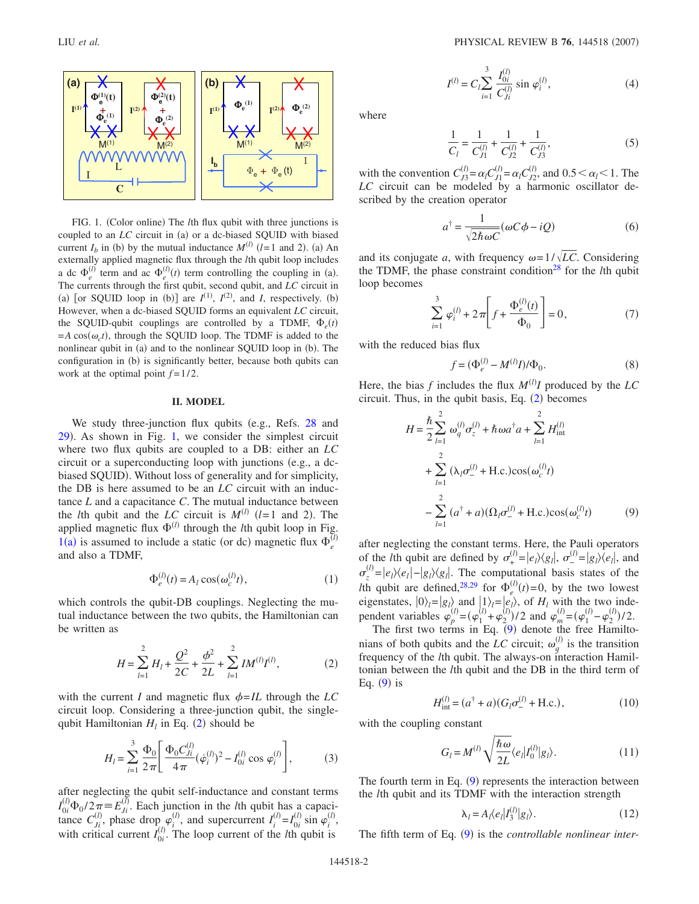FIG. 1. (Color online) The $l$th flux qubit with three junctions is coupled to an $LC$ circuit in (a) or a dc-biased SQUID with biased current $I_b$ in (b) by the mutual inductance $M^{(l)}$ ($l$=1 and 2). (a) An externally applied magnetic flux through the $l$th qubit loop includes a dc $\Phi_e^{(l)}$ term and ac $\Phi_e^{(l)}(t)$ term controlling the coupling in (a). The currents through the first qubit, second qubit, and $LC$ circuit in (a) [or SQUID loop in (b)] are $I^{(1)}$, $I^{(2)}$, and $I$, respectively. (b) However, when a dc-biased SQUID forms an equivalent $LC$ circuit, the SQUID-qubit couplings are controlled by a TDMF, $\Phi_e(t) = A\cos(\omega_c t)$, through the SQUID loop. The TDMF is added to the nonlinear qubit in (a) and to the nonlinear SQUID loop in (b). The configuration in (b) is significantly better, because both qubits can work at the optimal point $f$=1/2.

## II. MODEL

We study three-junction flux qubits (e.g., Refs. [28] and [29]). As shown in Fig. 1, we consider the simplest circuit where two flux qubits are coupled to a DB: either an $LC$ circuit or a superconducting loop with junctions (e.g., a dc-biased SQUID). Without loss of generality and for simplicity, the DB is here assumed to be an $LC$ circuit with an inductance $L$ and a capacitance $C$. The mutual inductance between the $l$th qubit and the $LC$ circuit is $M^{(l)}$ ($l$=1 and 2). The applied magnetic flux $\Phi^{(l)}$ through the $l$th qubit loop in Fig. 1(a) is assumed to include a static (or dc) magnetic flux $\Phi_e^{(l)}$ and also a TDMF,

$$\Phi_e^{(l)}(t) = A_l \cos(\omega_c^{(l)} t), \tag{1}$$

which controls the qubit-DB couplings. Neglecting the mutual inductance between the two qubits, the Hamiltonian can be written as

$$H = \sum_{l=1}^{2} H_l + \frac{Q^2}{2C} + \frac{\phi^2}{2L} + \sum_{l=1}^{2} I M^{(l)} I^{(l)}, \tag{2}$$

with the current $I$ and magnetic flux $\phi = IL$ through the $LC$ circuit loop. Considering a three-junction qubit, the single-qubit Hamiltonian $H_l$ in Eq. (2) should be

$$H_l = \sum_{i=1}^{3} \frac{\Phi_0}{2\pi}\left[\frac{\Phi_0 C_{Ji}^{(l)}}{4\pi}(\dot{\varphi}_i^{(l)})^2 - I_{0i}^{(l)} \cos \varphi_i^{(l)}\right], \tag{3}$$

after neglecting the qubit self-inductance and constant terms $I_{0i}^{(l)}\Phi_0/2\pi \equiv E_{Ji}^{(l)}$. Each junction in the $l$th qubit has a capacitance $C_{Ji}^{(l)}$, phase drop $\varphi_i^{(l)}$, and supercurrent $I_i^{(l)} = I_{0i}^{(l)} \sin \varphi_i^{(l)}$, with critical current $I_{0i}^{(l)}$. The loop current of the $l$th qubit is

$$I^{(l)} = C_l \sum_{i=1}^{3} \frac{I_{0i}^{(l)}}{C_{Ji}^{(l)}} \sin \varphi_i^{(l)}, \tag{4}$$

where

$$\frac{1}{C_l} = \frac{1}{C_{J1}^{(l)}} + \frac{1}{C_{J2}^{(l)}} + \frac{1}{C_{J3}^{(l)}}, \tag{5}$$

with the convention $C_{J3}^{(l)} = \alpha_l C_{J1}^{(l)} = \alpha_l C_{J2}^{(l)}$, and $0.5 < \alpha_l < 1$. The $LC$ circuit can be modeled by a harmonic oscillator described by the creation operator

$$a^\dagger = \frac{1}{\sqrt{2\hbar\omega C}}(\omega C \phi - iQ) \tag{6}$$

and its conjugate $a$, with frequency $\omega = 1/\sqrt{LC}$. Considering the TDMF, the phase constraint condition[28] for the $l$th qubit loop becomes

$$\sum_{i=1}^{3} \varphi_i^{(l)} + 2\pi\left[f + \frac{\Phi_e^{(l)}(t)}{\Phi_0}\right] = 0, \tag{7}$$

with the reduced bias flux

$$f = (\Phi_e^{(l)} - M^{(l)} I)/\Phi_0. \tag{8}$$

Here, the bias $f$ includes the flux $M^{(l)}I$ produced by the $LC$ circuit. Thus, in the qubit basis, Eq. (2) becomes

$$\begin{aligned} H = {} & \frac{\hbar}{2}\sum_{l=1}^{2} \omega_q^{(l)} \sigma_z^{(l)} + \hbar\omega a^\dagger a + \sum_{l=1}^{2} H_{\text{int}}^{(l)} \\ & + \sum_{l=1}^{2} (\lambda_l \sigma_-^{(l)} + \text{H.c.}) \cos(\omega_c^{(l)} t) \\ & - \sum_{l=1}^{2} (a^\dagger + a)(\Omega_l \sigma_-^{(l)} + \text{H.c.}) \cos(\omega_c^{(l)} t) \end{aligned} \tag{9}$$

after neglecting the constant terms. Here, the Pauli operators of the $l$th qubit are defined by $\sigma_+^{(l)} = |e_l\rangle\langle g_l|$, $\sigma_-^{(l)} = |g_l\rangle\langle e_l|$, and $\sigma_z^{(l)} = |e_l\rangle\langle e_l| - |g_l\rangle\langle g_l|$. The computational basis states of the $l$th qubit are defined,[28,29] for $\Phi_e^{(l)}(t)=0$, by the two lowest eigenstates, $|0\rangle_l = |g_l\rangle$ and $|1\rangle_l = |e_l\rangle$, of $H_l$ with the two independent variables $\varphi_p^{(l)} = (\varphi_1^{(l)} + \varphi_2^{(l)})/2$ and $\varphi_m^{(l)} = (\varphi_1^{(l)} - \varphi_2^{(l)})/2$.

The first two terms in Eq. (9) denote the free Hamiltonians of both qubits and the $LC$ circuit; $\omega_q^{(l)}$ is the transition frequency of the $l$th qubit. The always-on interaction Hamiltonian between the $l$th qubit and the DB in the third term of Eq. (9) is

$$H_{\text{int}}^{(l)} = (a^\dagger + a)(G_l \sigma_-^{(l)} + \text{H.c.}), \tag{10}$$

with the coupling constant

$$G_l = M^{(l)} \sqrt{\frac{\hbar\omega}{2L}} \langle e_l | I_0^{(l)} | g_l \rangle. \tag{11}$$

The fourth term in Eq. (9) represents the interaction between the $l$th qubit and its TDMF with the interaction strength

$$\lambda_l = A_l \langle e_l | I_3^{(l)} | g_l \rangle. \tag{12}$$

The fifth term of Eq. (9) is the *controllable nonlinear inter-*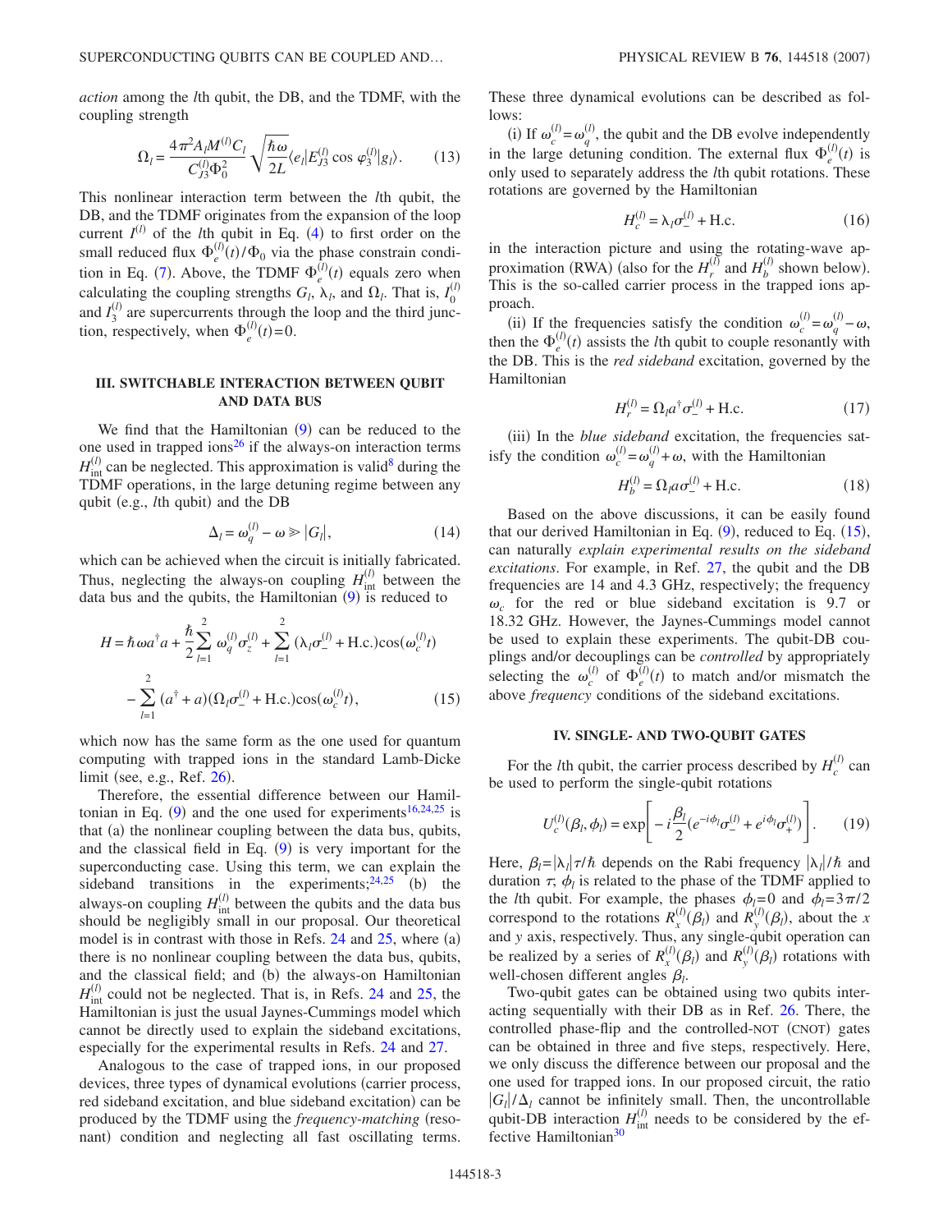*action* among the $l$th qubit, the DB, and the TDMF, with the coupling strength

$$\Omega_l = \frac{4\pi^2 A_l M^{(l)} C_l}{C_{J3}^{(l)} \Phi_0^2} \sqrt{\frac{\hbar\omega}{2L}} \langle e_l | E_{J3}^{(l)} \cos \varphi_3^{(l)} | g_l \rangle. \qquad (13)$$

This nonlinear interaction term between the $l$th qubit, the DB, and the TDMF originates from the expansion of the loop current $I^{(l)}$ of the $l$th qubit in Eq. (4) to first order on the small reduced flux $\Phi_e^{(l)}(t)/\Phi_0$ via the phase constrain condition in Eq. (7). Above, the TDMF $\Phi_e^{(l)}(t)$ equals zero when calculating the coupling strengths $G_l$, $\lambda_l$, and $\Omega_l$. That is, $I_0^{(l)}$ and $I_3^{(l)}$ are supercurrents through the loop and the third junction, respectively, when $\Phi_e^{(l)}(t)=0$.

## III. SWITCHABLE INTERACTION BETWEEN QUBIT AND DATA BUS

We find that the Hamiltonian (9) can be reduced to the one used in trapped ions[26] if the always-on interaction terms $H_{\text{int}}^{(l)}$ can be neglected. This approximation is valid[8] during the TDMF operations, in the large detuning regime between any qubit (e.g., $l$th qubit) and the DB

$$\Delta_l = \omega_q^{(l)} - \omega \gg |G_l|, \qquad (14)$$

which can be achieved when the circuit is initially fabricated. Thus, neglecting the always-on coupling $H_{\text{int}}^{(l)}$ between the data bus and the qubits, the Hamiltonian (9) is reduced to

$$H = \hbar\omega a^\dagger a + \frac{\hbar}{2}\sum_{l=1}^{2} \omega_q^{(l)} \sigma_z^{(l)} + \sum_{l=1}^{2} (\lambda_l \sigma_-^{(l)} + \text{H.c.}) \cos(\omega_c^{(l)} t)$$
$$- \sum_{l=1}^{2} (a^\dagger + a)(\Omega_l \sigma_-^{(l)} + \text{H.c.}) \cos(\omega_c^{(l)} t), \qquad (15)$$

which now has the same form as the one used for quantum computing with trapped ions in the standard Lamb-Dicke limit (see, e.g., Ref. 26).

Therefore, the essential difference between our Hamiltonian in Eq. (9) and the one used for experiments[16,24,25] is that (a) the nonlinear coupling between the data bus, qubits, and the classical field in Eq. (9) is very important for the superconducting case. Using this term, we can explain the sideband transitions in the experiments;[24,25] (b) the always-on coupling $H_{\text{int}}^{(l)}$ between the qubits and the data bus should be negligibly small in our proposal. Our theoretical model is in contrast with those in Refs. 24 and 25, where (a) there is no nonlinear coupling between the data bus, qubits, and the classical field; and (b) the always-on Hamiltonian $H_{\text{int}}^{(l)}$ could not be neglected. That is, in Refs. 24 and 25, the Hamiltonian is just the usual Jaynes-Cummings model which cannot be directly used to explain the sideband excitations, especially for the experimental results in Refs. 24 and 27.

Analogous to the case of trapped ions, in our proposed devices, three types of dynamical evolutions (carrier process, red sideband excitation, and blue sideband excitation) can be produced by the TDMF using the *frequency-matching* (resonant) condition and neglecting all fast oscillating terms. These three dynamical evolutions can be described as follows:

(i) If $\omega_c^{(l)} = \omega_q^{(l)}$, the qubit and the DB evolve independently in the large detuning condition. The external flux $\Phi_e^{(l)}(t)$ is only used to separately address the $l$th qubit rotations. These rotations are governed by the Hamiltonian

$$H_c^{(l)} = \lambda_l \sigma_-^{(l)} + \text{H.c.} \qquad (16)$$

in the interaction picture and using the rotating-wave approximation (RWA) (also for the $H_r^{(l)}$ and $H_b^{(l)}$ shown below). This is the so-called carrier process in the trapped ions approach.

(ii) If the frequencies satisfy the condition $\omega_c^{(l)} = \omega_q^{(l)} - \omega$, then the $\Phi_e^{(l)}(t)$ assists the $l$th qubit to couple resonantly with the DB. This is the *red sideband* excitation, governed by the Hamiltonian

$$H_r^{(l)} = \Omega_l a^\dagger \sigma_-^{(l)} + \text{H.c.} \qquad (17)$$

(iii) In the *blue sideband* excitation, the frequencies satisfy the condition $\omega_c^{(l)} = \omega_q^{(l)} + \omega$, with the Hamiltonian

$$H_b^{(l)} = \Omega_l a \sigma_-^{(l)} + \text{H.c.} \qquad (18)$$

Based on the above discussions, it can be easily found that our derived Hamiltonian in Eq. (9), reduced to Eq. (15), can naturally *explain experimental results on the sideband excitations*. For example, in Ref. 27, the qubit and the DB frequencies are 14 and 4.3 GHz, respectively; the frequency $\omega_c$ for the red or blue sideband excitation is 9.7 or 18.32 GHz. However, the Jaynes-Cummings model cannot be used to explain these experiments. The qubit-DB couplings and/or decouplings can be *controlled* by appropriately selecting the $\omega_c^{(l)}$ of $\Phi_e^{(l)}(t)$ to match and/or mismatch the above *frequency* conditions of the sideband excitations.

## IV. SINGLE- AND TWO-QUBIT GATES

For the $l$th qubit, the carrier process described by $H_c^{(l)}$ can be used to perform the single-qubit rotations

$$U_c^{(l)}(\beta_l, \phi_l) = \exp\left[ -i\frac{\beta_l}{2}(e^{-i\phi_l}\sigma_-^{(l)} + e^{i\phi_l}\sigma_+^{(l)}) \right]. \qquad (19)$$

Here, $\beta_l = |\lambda_l|\tau/\hbar$ depends on the Rabi frequency $|\lambda_l|/\hbar$ and duration $\tau$; $\phi_l$ is related to the phase of the TDMF applied to the $l$th qubit. For example, the phases $\phi_l=0$ and $\phi_l=3\pi/2$ correspond to the rotations $R_x^{(l)}(\beta_l)$ and $R_y^{(l)}(\beta_l)$, about the $x$ and $y$ axis, respectively. Thus, any single-qubit operation can be realized by a series of $R_x^{(l)}(\beta_l)$ and $R_y^{(l)}(\beta_l)$ rotations with well-chosen different angles $\beta_l$.

Two-qubit gates can be obtained using two qubits interacting sequentially with their DB as in Ref. 26. There, the controlled phase-flip and the controlled-NOT (CNOT) gates can be obtained in three and five steps, respectively. Here, we only discuss the difference between our proposal and the one used for trapped ions. In our proposed circuit, the ratio $|G_l|/\Delta_l$ cannot be infinitely small. Then, the uncontrollable qubit-DB interaction $H_{\text{int}}^{(l)}$ needs to be considered by the effective Hamiltonian[30]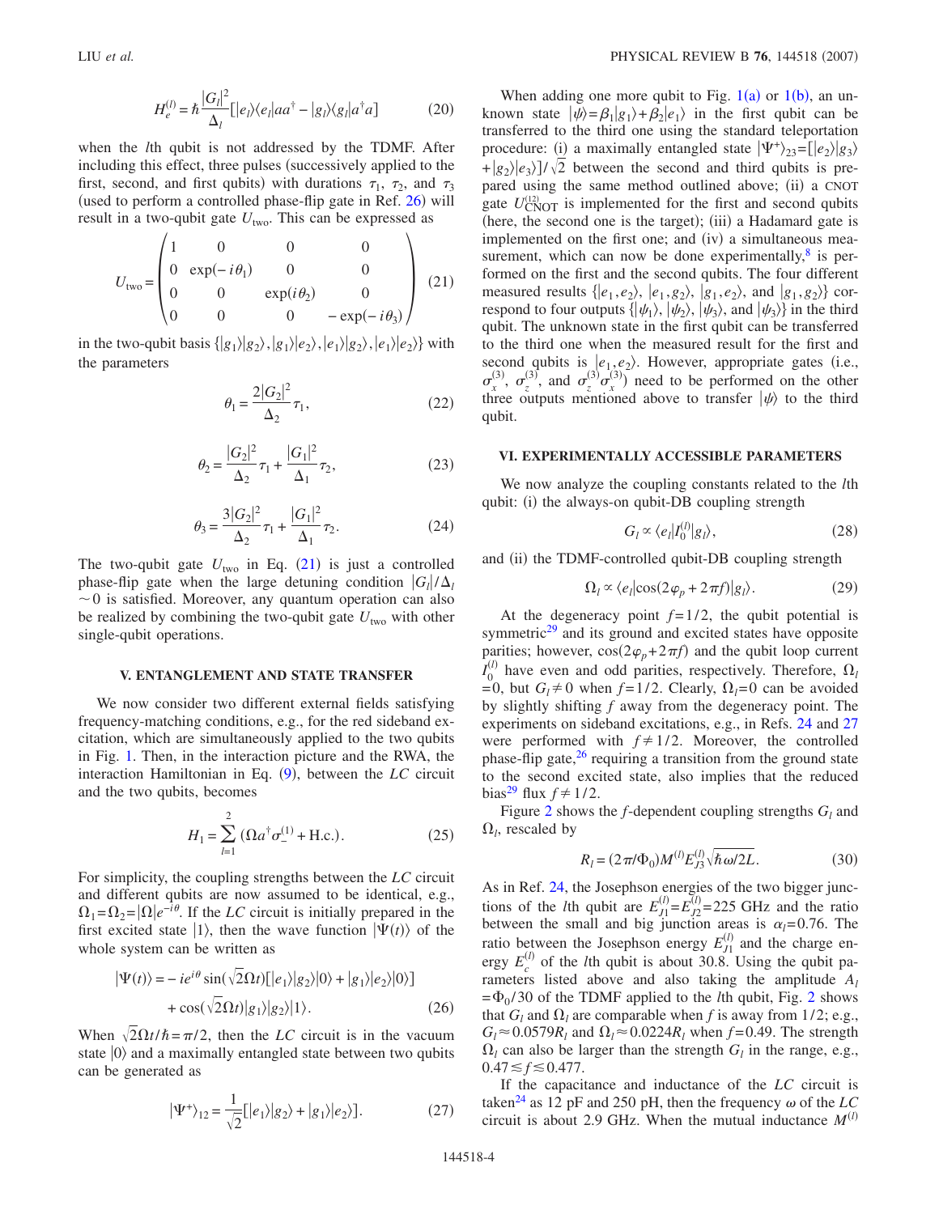$$H_e^{(l)} = \hbar \frac{|G_l|^2}{\Delta_l}[|e_l\rangle\langle e_l|aa^\dagger - |g_l\rangle\langle g_l|a^\dagger a] \tag{20}$$

when the $l$th qubit is not addressed by the TDMF. After including this effect, three pulses (successively applied to the first, second, and first qubits) with durations $\tau_1$, $\tau_2$, and $\tau_3$ (used to perform a controlled phase-flip gate in Ref. 26) will result in a two-qubit gate $U_{\text{two}}$. This can be expressed as

$$U_{\text{two}} = \begin{pmatrix} 1 & 0 & 0 & 0 \\ 0 & \exp(-i\theta_1) & 0 & 0 \\ 0 & 0 & \exp(i\theta_2) & 0 \\ 0 & 0 & 0 & -\exp(-i\theta_3) \end{pmatrix} \tag{21}$$

in the two-qubit basis $\{|g_1\rangle|g_2\rangle, |g_1\rangle|e_2\rangle, |e_1\rangle|g_2\rangle, |e_1\rangle|e_2\rangle\}$ with the parameters

$$\theta_1 = \frac{2|G_2|^2}{\Delta_2}\tau_1, \tag{22}$$

$$\theta_2 = \frac{|G_2|^2}{\Delta_2}\tau_1 + \frac{|G_1|^2}{\Delta_1}\tau_2, \tag{23}$$

$$\theta_3 = \frac{3|G_2|^2}{\Delta_2}\tau_1 + \frac{|G_1|^2}{\Delta_1}\tau_2. \tag{24}$$

The two-qubit gate $U_{\text{two}}$ in Eq. (21) is just a controlled phase-flip gate when the large detuning condition $|G_l|/\Delta_l \sim 0$ is satisfied. Moreover, any quantum operation can also be realized by combining the two-qubit gate $U_{\text{two}}$ with other single-qubit operations.

## V. ENTANGLEMENT AND STATE TRANSFER

We now consider two different external fields satisfying frequency-matching conditions, e.g., for the red sideband excitation, which are simultaneously applied to the two qubits in Fig. 1. Then, in the interaction picture and the RWA, the interaction Hamiltonian in Eq. (9), between the $LC$ circuit and the two qubits, becomes

$$H_1 = \sum_{l=1}^{2} (\Omega a^\dagger \sigma_-^{(1)} + \text{H.c.}). \tag{25}$$

For simplicity, the coupling strengths between the $LC$ circuit and different qubits are now assumed to be identical, e.g., $\Omega_1 = \Omega_2 = |\Omega| e^{-i\theta}$. If the $LC$ circuit is initially prepared in the first excited state $|1\rangle$, then the wave function $|\Psi(t)\rangle$ of the whole system can be written as

$$|\Psi(t)\rangle = -ie^{i\theta}\sin(\sqrt{2}\Omega t)[|e_1\rangle|g_2\rangle|0\rangle + |g_1\rangle|e_2\rangle|0\rangle] + \cos(\sqrt{2}\Omega t)|g_1\rangle|g_2\rangle|1\rangle. \tag{26}$$

When $\sqrt{2}\Omega t/\hbar = \pi/2$, then the $LC$ circuit is in the vacuum state $|0\rangle$ and a maximally entangled state between two qubits can be generated as

$$|\Psi^+\rangle_{12} = \frac{1}{\sqrt{2}}[|e_1\rangle|g_2\rangle + |g_1\rangle|e_2\rangle]. \tag{27}$$

When adding one more qubit to Fig. 1(a) or 1(b), an unknown state $|\psi\rangle = \beta_1|g_1\rangle + \beta_2|e_1\rangle$ in the first qubit can be transferred to the third one using the standard teleportation procedure: (i) a maximally entangled state $|\Psi^+\rangle_{23} = [|e_2\rangle|g_3\rangle + |g_2\rangle|e_3\rangle]/\sqrt{2}$ between the second and third qubits is prepared using the same method outlined above; (ii) a CNOT gate $U_{\text{CNOT}}^{(12)}$ is implemented for the first and second qubits (here, the second one is the target); (iii) a Hadamard gate is implemented on the first one; and (iv) a simultaneous measurement, which can now be done experimentally,[8] is performed on the first and the second qubits. The four different measured results $\{|e_1, e_2\rangle, |e_1, g_2\rangle, |g_1, e_2\rangle$, and $|g_1, g_2\rangle\}$ correspond to four outputs $\{|\psi_1\rangle, |\psi_2\rangle, |\psi_3\rangle$, and $|\psi_3\rangle\}$ in the third qubit. The unknown state in the first qubit can be transferred to the third one when the measured result for the first and second qubits is $|e_1, e_2\rangle$. However, appropriate gates (i.e., $\sigma_x^{(3)}$, $\sigma_z^{(3)}$, and $\sigma_z^{(3)}\sigma_x^{(3)}$) need to be performed on the other three outputs mentioned above to transfer $|\psi\rangle$ to the third qubit.

## VI. EXPERIMENTALLY ACCESSIBLE PARAMETERS

We now analyze the coupling constants related to the $l$th qubit: (i) the always-on qubit-DB coupling strength

$$G_l \propto \langle e_l | I_0^{(l)} | g_l \rangle, \tag{28}$$

and (ii) the TDMF-controlled qubit-DB coupling strength

$$\Omega_l \propto \langle e_l | \cos(2\varphi_p + 2\pi f) | g_l \rangle. \tag{29}$$

At the degeneracy point $f = 1/2$, the qubit potential is symmetric[29] and its ground and excited states have opposite parities; however, $\cos(2\varphi_p + 2\pi f)$ and the qubit loop current $I_0^{(l)}$ have even and odd parities, respectively. Therefore, $\Omega_l = 0$, but $G_l \neq 0$ when $f = 1/2$. Clearly, $\Omega_l = 0$ can be avoided by slightly shifting $f$ away from the degeneracy point. The experiments on sideband excitations, e.g., in Refs. 24 and 27 were performed with $f \neq 1/2$. Moreover, the controlled phase-flip gate,[26] requiring a transition from the ground state to the second excited state, also implies that the reduced bias[29] flux $f \neq 1/2$.

Figure 2 shows the $f$-dependent coupling strengths $G_l$ and $\Omega_l$, rescaled by

$$R_l = (2\pi/\Phi_0) M^{(l)} E_{J3}^{(l)} \sqrt{\hbar\omega/2L}. \tag{30}$$

As in Ref. 24, the Josephson energies of the two bigger junctions of the $l$th qubit are $E_{J1}^{(l)} = E_{J2}^{(l)} = 225$ GHz and the ratio between the small and big junction areas is $\alpha_l = 0.76$. The ratio between the Josephson energy $E_{J1}^{(l)}$ and the charge energy $E_c^{(l)}$ of the $l$th qubit is about 30.8. Using the qubit parameters listed above and also taking the amplitude $A_l = \Phi_0/30$ of the TDMF applied to the $l$th qubit, Fig. 2 shows that $G_l$ and $\Omega_l$ are comparable when $f$ is away from 1/2; e.g., $G_l \approx 0.0579 R_l$ and $\Omega_l \approx 0.0224 R_l$ when $f = 0.49$. The strength $\Omega_l$ can also be larger than the strength $G_l$ in the range, e.g., $0.47 \lesssim f \lesssim 0.477$.

If the capacitance and inductance of the $LC$ circuit is taken[24] as 12 pF and 250 pH, then the frequency $\omega$ of the $LC$ circuit is about 2.9 GHz. When the mutual inductance $M^{(l)}$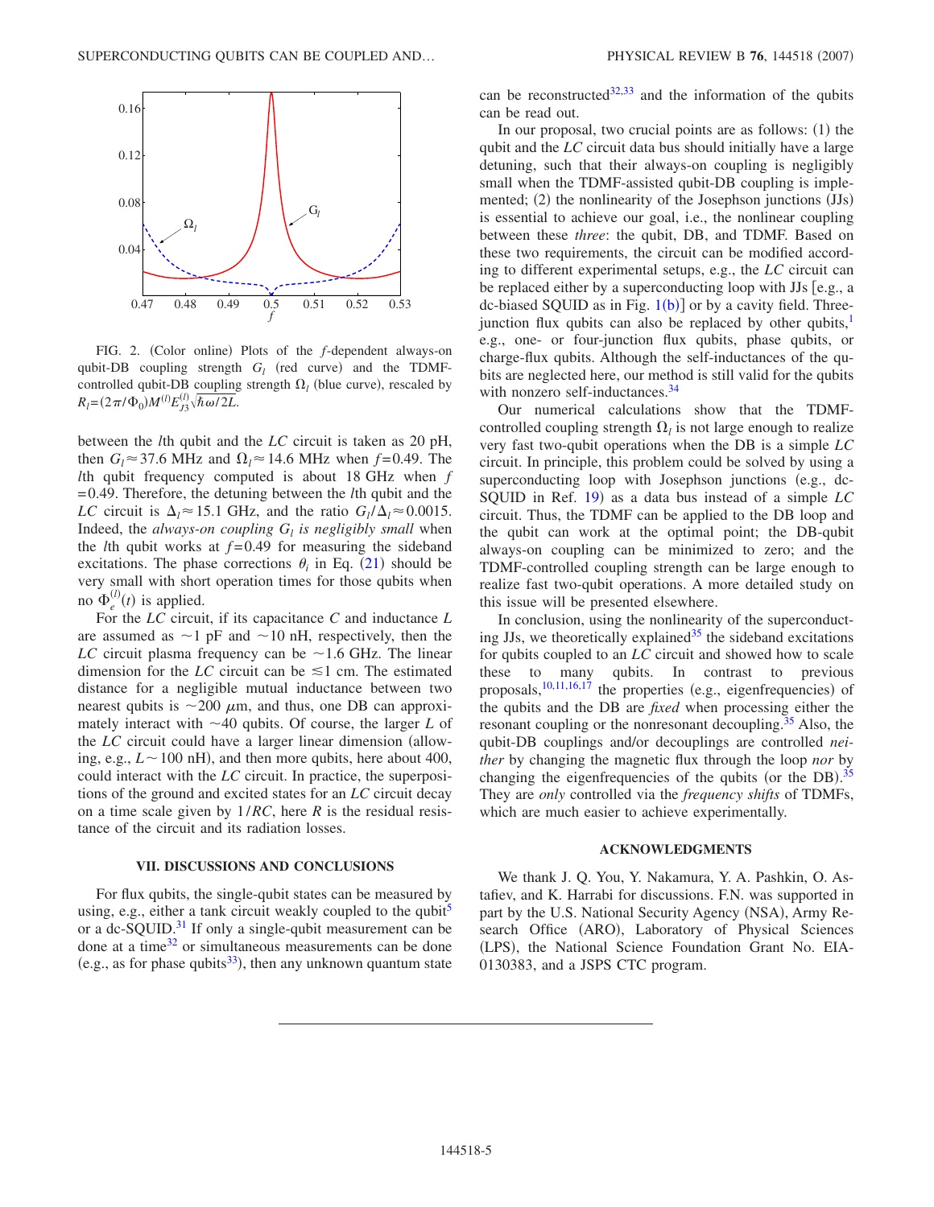FIG. 2. (Color online) Plots of the $f$-dependent always-on qubit-DB coupling strength $G_l$ (red curve) and the TDMF-controlled qubit-DB coupling strength $\Omega_l$ (blue curve), rescaled by $R_l = (2\pi/\Phi_0) M^{(l)} E_{J3}^{(l)} \sqrt{\hbar\omega/2L}$.

between the $l$th qubit and the $LC$ circuit is taken as 20 pH, then $G_l \approx 37.6$ MHz and $\Omega_l \approx 14.6$ MHz when $f = 0.49$. The $l$th qubit frequency computed is about 18 GHz when $f = 0.49$. Therefore, the detuning between the $l$th qubit and the $LC$ circuit is $\Delta_l \approx 15.1$ GHz, and the ratio $G_l/\Delta_l \approx 0.0015$. Indeed, the *always-on coupling $G_l$ is negligibly small* when the $l$th qubit works at $f = 0.49$ for measuring the sideband excitations. The phase corrections $\theta_i$ in Eq. (21) should be very small with short operation times for those qubits when no $\Phi_e^{(l)}(t)$ is applied.

For the $LC$ circuit, if its capacitance $C$ and inductance $L$ are assumed as $\sim 1$ pF and $\sim 10$ nH, respectively, then the $LC$ circuit plasma frequency can be $\sim 1.6$ GHz. The linear dimension for the $LC$ circuit can be $\lesssim 1$ cm. The estimated distance for a negligible mutual inductance between two nearest qubits is $\sim 200$ $\mu$m, and thus, one DB can approximately interact with $\sim 40$ qubits. Of course, the larger $L$ of the $LC$ circuit could have a larger linear dimension (allowing, e.g., $L \sim 100$ nH), and then more qubits, here about 400, could interact with the $LC$ circuit. In practice, the superpositions of the ground and excited states for an $LC$ circuit decay on a time scale given by $1/RC$, here $R$ is the residual resistance of the circuit and its radiation losses.

## VII. DISCUSSIONS AND CONCLUSIONS

For flux qubits, the single-qubit states can be measured by using, e.g., either a tank circuit weakly coupled to the qubit[5] or a dc-SQUID.[31] If only a single-qubit measurement can be done at a time[32] or simultaneous measurements can be done (e.g., as for phase qubits[33]), then any unknown quantum state can be reconstructed[32,33] and the information of the qubits can be read out.

In our proposal, two crucial points are as follows: (1) the qubit and the $LC$ circuit data bus should initially have a large detuning, such that their always-on coupling is negligibly small when the TDMF-assisted qubit-DB coupling is implemented; (2) the nonlinearity of the Josephson junctions (JJs) is essential to achieve our goal, i.e., the nonlinear coupling between these *three*: the qubit, DB, and TDMF. Based on these two requirements, the circuit can be modified according to different experimental setups, e.g., the $LC$ circuit can be replaced either by a superconducting loop with JJs [e.g., a dc-biased SQUID as in Fig. 1(b)] or by a cavity field. Three-junction flux qubits can also be replaced by other qubits,[1] e.g., one- or four-junction flux qubits, phase qubits, or charge-flux qubits. Although the self-inductances of the qubits are neglected here, our method is still valid for the qubits with nonzero self-inductances.[34]

Our numerical calculations show that the TDMF-controlled coupling strength $\Omega_l$ is not large enough to realize very fast two-qubit operations when the DB is a simple $LC$ circuit. In principle, this problem could be solved by using a superconducting loop with Josephson junctions (e.g., dc-SQUID in Ref. 19) as a data bus instead of a simple $LC$ circuit. Thus, the TDMF can be applied to the DB loop and the qubit can work at the optimal point; the DB-qubit always-on coupling can be minimized to zero; and the TDMF-controlled coupling strength can be large enough to realize fast two-qubit operations. A more detailed study on this issue will be presented elsewhere.

In conclusion, using the nonlinearity of the superconducting JJs, we theoretically explained[35] the sideband excitations for qubits coupled to an $LC$ circuit and showed how to scale these to many qubits. In contrast to previous proposals,[10,11,16,17] the properties (e.g., eigenfrequencies) of the qubits and the DB are *fixed* when processing either the resonant coupling or the nonresonant decoupling.[35] Also, the qubit-DB couplings and/or decouplings are controlled *neither* by changing the magnetic flux through the loop *nor* by changing the eigenfrequencies of the qubits (or the DB).[35] They are *only* controlled via the *frequency shifts* of TDMFs, which are much easier to achieve experimentally.

## ACKNOWLEDGMENTS

We thank J. Q. You, Y. Nakamura, Y. A. Pashkin, O. Astafiev, and K. Harrabi for discussions. F.N. was supported in part by the U.S. National Security Agency (NSA), Army Research Office (ARO), Laboratory of Physical Sciences (LPS), the National Science Foundation Grant No. EIA-0130383, and a JSPS CTC program.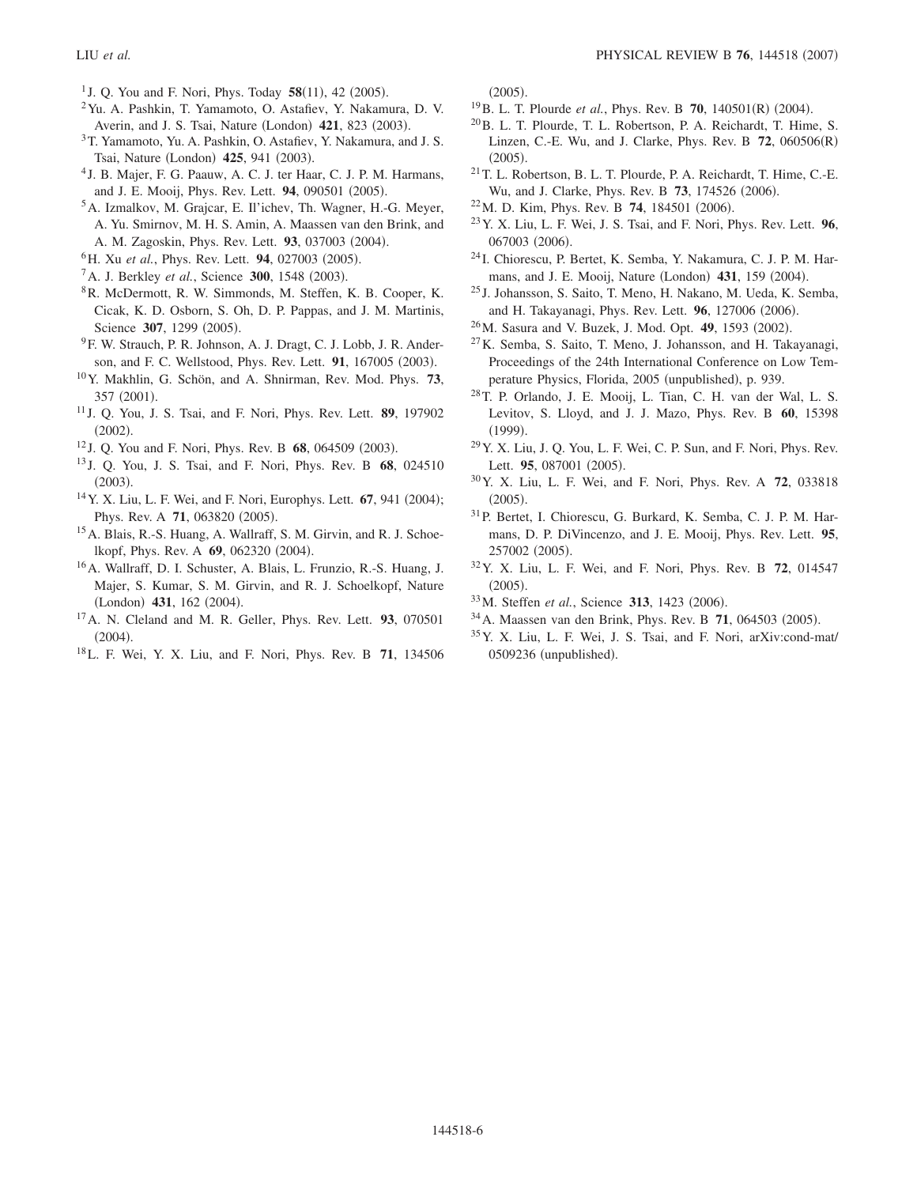[1] J. Q. You and F. Nori, Phys. Today **58**(11), 42 (2005).

[2] Yu. A. Pashkin, T. Yamamoto, O. Astafiev, Y. Nakamura, D. V. Averin, and J. S. Tsai, Nature (London) **421**, 823 (2003).

[3] T. Yamamoto, Yu. A. Pashkin, O. Astafiev, Y. Nakamura, and J. S. Tsai, Nature (London) **425**, 941 (2003).

[4] J. B. Majer, F. G. Paauw, A. C. J. ter Haar, C. J. P. M. Harmans, and J. E. Mooij, Phys. Rev. Lett. **94**, 090501 (2005).

[5] A. Izmalkov, M. Grajcar, E. Il'ichev, Th. Wagner, H.-G. Meyer, A. Yu. Smirnov, M. H. S. Amin, A. Maassen van den Brink, and A. M. Zagoskin, Phys. Rev. Lett. **93**, 037003 (2004).

[6] H. Xu *et al.*, Phys. Rev. Lett. **94**, 027003 (2005).

[7] A. J. Berkley *et al.*, Science **300**, 1548 (2003).

[8] R. McDermott, R. W. Simmonds, M. Steffen, K. B. Cooper, K. Cicak, K. D. Osborn, S. Oh, D. P. Pappas, and J. M. Martinis, Science **307**, 1299 (2005).

[9] F. W. Strauch, P. R. Johnson, A. J. Dragt, C. J. Lobb, J. R. Anderson, and F. C. Wellstood, Phys. Rev. Lett. **91**, 167005 (2003).

[10] Y. Makhlin, G. Schön, and A. Shnirman, Rev. Mod. Phys. **73**, 357 (2001).

[11] J. Q. You, J. S. Tsai, and F. Nori, Phys. Rev. Lett. **89**, 197902 (2002).

[12] J. Q. You and F. Nori, Phys. Rev. B **68**, 064509 (2003).

[13] J. Q. You, J. S. Tsai, and F. Nori, Phys. Rev. B **68**, 024510 (2003).

[14] Y. X. Liu, L. F. Wei, and F. Nori, Europhys. Lett. **67**, 941 (2004); Phys. Rev. A **71**, 063820 (2005).

[15] A. Blais, R.-S. Huang, A. Wallraff, S. M. Girvin, and R. J. Schoelkopf, Phys. Rev. A **69**, 062320 (2004).

[16] A. Wallraff, D. I. Schuster, A. Blais, L. Frunzio, R.-S. Huang, J. Majer, S. Kumar, S. M. Girvin, and R. J. Schoelkopf, Nature (London) **431**, 162 (2004).

[17] A. N. Cleland and M. R. Geller, Phys. Rev. Lett. **93**, 070501 (2004).

[18] L. F. Wei, Y. X. Liu, and F. Nori, Phys. Rev. B **71**, 134506 (2005).

[19] B. L. T. Plourde *et al.*, Phys. Rev. B **70**, 140501(R) (2004).

[20] B. L. T. Plourde, T. L. Robertson, P. A. Reichardt, T. Hime, S. Linzen, C.-E. Wu, and J. Clarke, Phys. Rev. B **72**, 060506(R) (2005).

[21] T. L. Robertson, B. L. T. Plourde, P. A. Reichardt, T. Hime, C.-E. Wu, and J. Clarke, Phys. Rev. B **73**, 174526 (2006).

[22] M. D. Kim, Phys. Rev. B **74**, 184501 (2006).

[23] Y. X. Liu, L. F. Wei, J. S. Tsai, and F. Nori, Phys. Rev. Lett. **96**, 067003 (2006).

[24] I. Chiorescu, P. Bertet, K. Semba, Y. Nakamura, C. J. P. M. Harmans, and J. E. Mooij, Nature (London) **431**, 159 (2004).

[25] J. Johansson, S. Saito, T. Meno, H. Nakano, M. Ueda, K. Semba, and H. Takayanagi, Phys. Rev. Lett. **96**, 127006 (2006).

[26] M. Sasura and V. Buzek, J. Mod. Opt. **49**, 1593 (2002).

[27] K. Semba, S. Saito, T. Meno, J. Johansson, and H. Takayanagi, Proceedings of the 24th International Conference on Low Temperature Physics, Florida, 2005 (unpublished), p. 939.

[28] T. P. Orlando, J. E. Mooij, L. Tian, C. H. van der Wal, L. S. Levitov, S. Lloyd, and J. J. Mazo, Phys. Rev. B **60**, 15398 (1999).

[29] Y. X. Liu, J. Q. You, L. F. Wei, C. P. Sun, and F. Nori, Phys. Rev. Lett. **95**, 087001 (2005).

[30] Y. X. Liu, L. F. Wei, and F. Nori, Phys. Rev. A **72**, 033818 (2005).

[31] P. Bertet, I. Chiorescu, G. Burkard, K. Semba, C. J. P. M. Harmans, D. P. DiVincenzo, and J. E. Mooij, Phys. Rev. Lett. **95**, 257002 (2005).

[32] Y. X. Liu, L. F. Wei, and F. Nori, Phys. Rev. B **72**, 014547 (2005).

[33] M. Steffen *et al.*, Science **313**, 1423 (2006).

[34] A. Maassen van den Brink, Phys. Rev. B **71**, 064503 (2005).

[35] Y. X. Liu, L. F. Wei, J. S. Tsai, and F. Nori, arXiv:cond-mat/0509236 (unpublished).